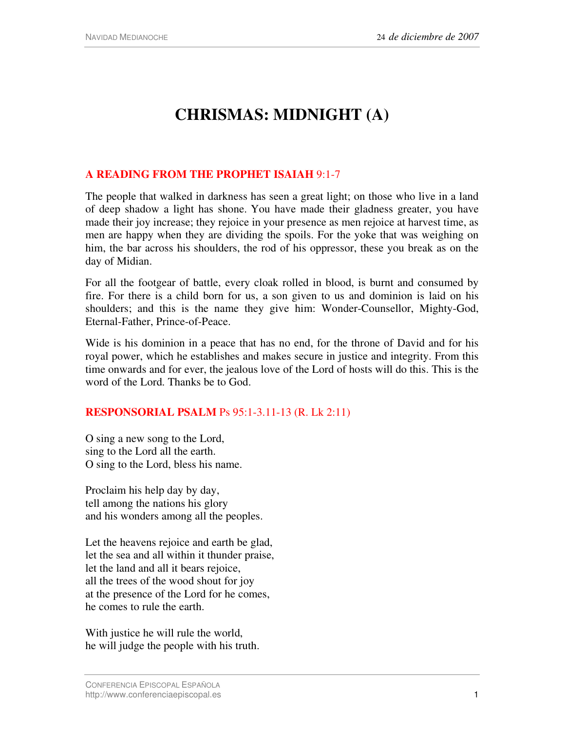# CHRISMAS: MIDNIGHT (A)

**A READING FROM THE PROPHET ISAIAH** 9:1-7

The people that walked in darkness has seen a great light; on those who live in a land of deep shadow a light has shone. You have made their gladness greater, you have made their joy increase; they rejoice in your presence as men rejoice at harvest time, as men are happy when they are dividing the spoils. For the yoke that was weighing on him, the bar across his shoulders, the rod of his oppressor, these you break as on the day of Midian.

For all the footgear of battle, every cloak rolled in blood, is burnt and consumed by fire. For there is a child born for us, a son given to us and dominion is laid on his shoulders; and this is the name they give him: Wonder-Counsellor, Mighty-God, Eternal-Father, Prince-of-Peace.

Wide is his dominion in a peace that has no end, for the throne of David and for his royal power, which he establishes and makes secure in justice and integrity. From this time onwards and for ever, the jealous love of the Lord of hosts will do this. This is the word of the Lord. Thanks be to God.

**RESPONSORIAL PSALM** Ps 95:1-3.11-13 (R. Lk 2:11)

O sing a new song to the Lord,
sing to the Lord all the earth.
O sing to the Lord, bless his name.

Proclaim his help day by day,
tell among the nations his glory
and his wonders among all the peoples.

Let the heavens rejoice and earth be glad,
let the sea and all within it thunder praise,
let the land and all it bears rejoice,
all the trees of the wood shout for joy
at the presence of the Lord for he comes,
he comes to rule the earth.

With justice he will rule the world,
he will judge the people with his truth.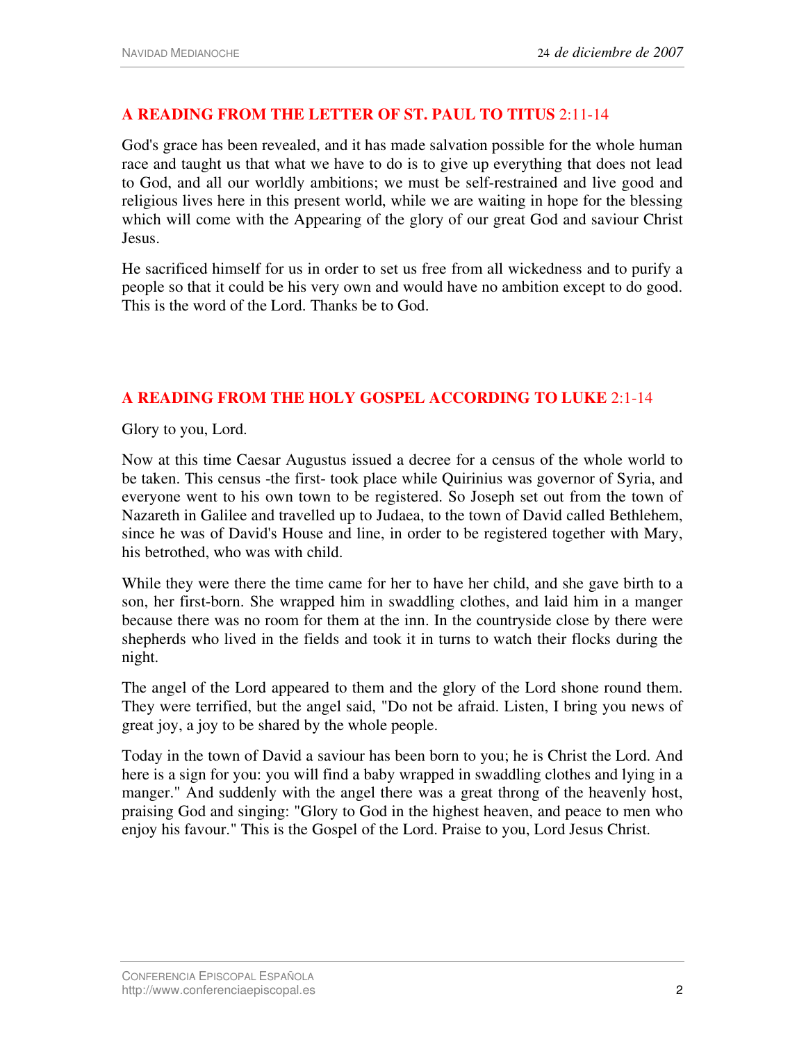## **A READING FROM THE LETTER OF ST. PAUL TO TITUS** 2:11-14

God's grace has been revealed, and it has made salvation possible for the whole human race and taught us that what we have to do is to give up everything that does not lead to God, and all our worldly ambitions; we must be self-restrained and live good and religious lives here in this present world, while we are waiting in hope for the blessing which will come with the Appearing of the glory of our great God and saviour Christ Jesus.

He sacrificed himself for us in order to set us free from all wickedness and to purify a people so that it could be his very own and would have no ambition except to do good. This is the word of the Lord. Thanks be to God.

## **A READING FROM THE HOLY GOSPEL ACCORDING TO LUKE** 2:1-14

Glory to you, Lord.

Now at this time Caesar Augustus issued a decree for a census of the whole world to be taken. This census -the first- took place while Quirinius was governor of Syria, and everyone went to his own town to be registered. So Joseph set out from the town of Nazareth in Galilee and travelled up to Judaea, to the town of David called Bethlehem, since he was of David's House and line, in order to be registered together with Mary, his betrothed, who was with child.

While they were there the time came for her to have her child, and she gave birth to a son, her first-born. She wrapped him in swaddling clothes, and laid him in a manger because there was no room for them at the inn. In the countryside close by there were shepherds who lived in the fields and took it in turns to watch their flocks during the night.

The angel of the Lord appeared to them and the glory of the Lord shone round them. They were terrified, but the angel said, "Do not be afraid. Listen, I bring you news of great joy, a joy to be shared by the whole people.

Today in the town of David a saviour has been born to you; he is Christ the Lord. And here is a sign for you: you will find a baby wrapped in swaddling clothes and lying in a manger." And suddenly with the angel there was a great throng of the heavenly host, praising God and singing: "Glory to God in the highest heaven, and peace to men who enjoy his favour." This is the Gospel of the Lord. Praise to you, Lord Jesus Christ.